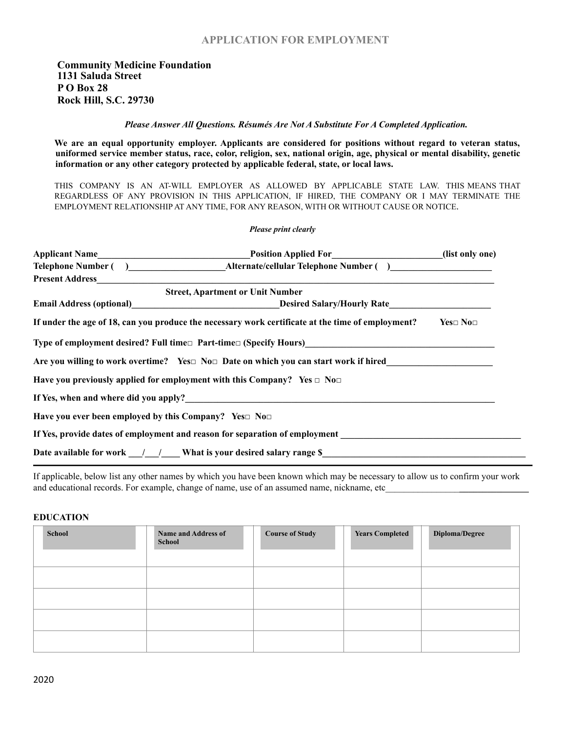# APPLICATION FOR EMPLOYMENT

**Community Medicine Foundation**
**1131 Saluda Street**
**P O Box 28**
**Rock Hill, S.C. 29730**

***Please Answer All Questions. Résumés Are Not A Substitute For A Completed Application.***

**We are an equal opportunity employer. Applicants are considered for positions without regard to veteran status, uniformed service member status, race, color, religion, sex, national origin, age, physical or mental disability, genetic information or any other category protected by applicable federal, state, or local laws.**

THIS COMPANY IS AN AT-WILL EMPLOYER AS ALLOWED BY APPLICABLE STATE LAW. THIS MEANS THAT REGARDLESS OF ANY PROVISION IN THIS APPLICATION, IF HIRED, THE COMPANY OR I MAY TERMINATE THE EMPLOYMENT RELATIONSHIP AT ANY TIME, FOR ANY REASON, WITH OR WITHOUT CAUSE OR NOTICE.

***Please print clearly***

**Applicant Name**________________________________ **Position Applied For**________________________ **(list only one)**

**Telephone Number (   )**____________________ **Alternate/cellular Telephone Number (   )**______________________

**Present Address**______________________________________________________________________________
**Street, Apartment or Unit Number**

**Email Address (optional)**________________________________ **Desired Salary/Hourly Rate**______________________

**If under the age of 18, can you produce the necessary work certificate at the time of employment? Yes□ No□**

**Type of employment desired? Full time□ Part-time□ (Specify Hours)**_________________________________________

**Are you willing to work overtime? Yes□ No□ Date on which you can start work if hired**_______________________

**Have you previously applied for employment with this Company? Yes □ No□**

**If Yes, when and where did you apply?**______________________________________________________________________

**Have you ever been employed by this Company? Yes□ No□**

**If Yes, provide dates of employment and reason for separation of employment** ________________________________________

**Date available for work \_\_\_/\_\_\_/\_\_\_\_ What is your desired salary range $**____________________________________________

If applicable, below list any other names by which you have been known which may be necessary to allow us to confirm your work and educational records. For example, change of name, use of an assumed name, nickname, etc_______________________________

## EDUCATION

| School | Name and Address of School | Course of Study | Years Completed | Diploma/Degree |
|---|---|---|---|---|
| | | | | |
| | | | | |
| | | | | |
| | | | | |

2020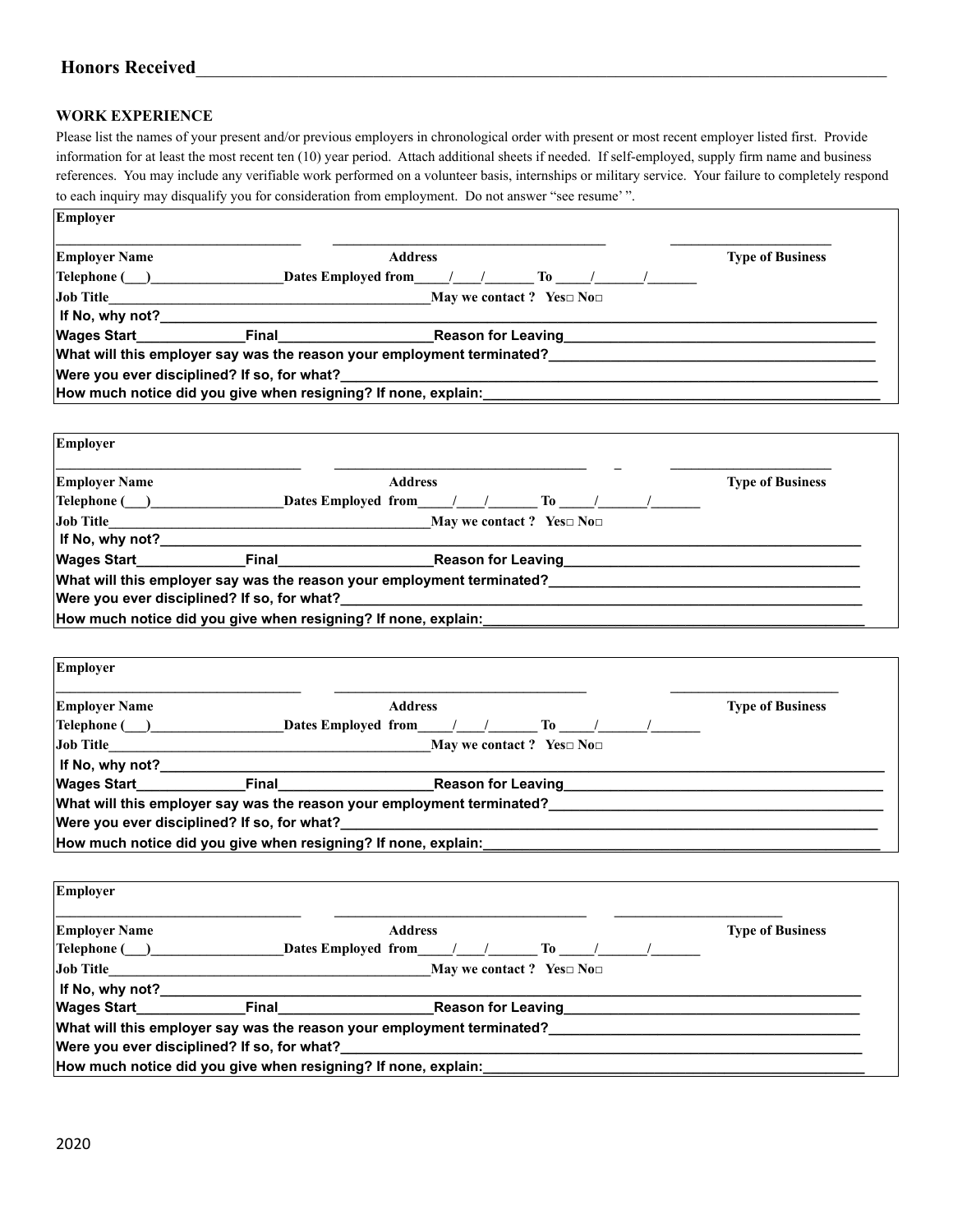**Honors Received**\_\_\_\_\_\_\_\_\_\_\_\_\_\_\_\_\_\_\_\_\_\_\_\_\_\_\_\_\_\_\_\_\_\_\_\_\_\_\_\_\_\_\_\_\_\_\_\_\_\_\_\_\_\_\_\_\_\_\_\_\_\_\_\_\_\_\_\_\_\_\_\_\_\_

**WORK EXPERIENCE**

Please list the names of your present and/or previous employers in chronological order with present or most recent employer listed first. Provide information for at least the most recent ten (10) year period. Attach additional sheets if needed. If self-employed, supply firm name and business references. You may include any verifiable work performed on a volunteer basis, internships or military service. Your failure to completely respond to each inquiry may disqualify you for consideration from employment. Do not answer "see resume' ".

---

**Employer**

\_\_\_\_\_\_\_\_\_\_\_\_\_\_\_\_\_\_\_\_\_\_\_\_\_\_\_\_ \_\_\_\_\_\_\_\_\_\_\_\_\_\_\_\_\_\_\_\_\_\_\_\_\_\_\_\_\_\_\_\_\_\_ \_\_\_\_\_\_\_\_\_\_\_\_\_\_\_\_\_\_\_\_\_\_

**Employer Name** **Address** **Type of Business**

**Telephone (\_\_\_)**\_\_\_\_\_\_\_\_\_\_\_\_\_\_\_\_\_\_ **Dates Employed from**\_\_\_\_/\_\_\_/\_\_\_\_\_\_ **To** \_\_\_\_/\_\_\_\_\_\_/\_\_\_\_\_\_

**Job Title**\_\_\_\_\_\_\_\_\_\_\_\_\_\_\_\_\_\_\_\_\_\_\_\_\_\_\_\_\_\_\_\_\_\_\_\_\_\_\_\_\_\_ **May we contact ? Yes□ No□**

**If No, why not?**\_\_\_\_\_\_\_\_\_\_\_\_\_\_\_\_\_\_\_\_\_\_\_\_\_\_\_\_\_\_\_\_\_\_\_\_\_\_\_\_\_\_\_\_\_\_\_\_\_\_\_\_\_\_\_\_\_\_\_\_\_\_\_\_\_\_\_\_\_\_\_\_\_\_

**Wages Start**\_\_\_\_\_\_\_\_\_\_\_\_\_ **Final**\_\_\_\_\_\_\_\_\_\_\_\_\_\_\_\_\_\_\_ **Reason for Leaving**\_\_\_\_\_\_\_\_\_\_\_\_\_\_\_\_\_\_\_\_\_\_\_\_\_\_\_\_\_\_\_\_\_\_\_\_\_\_\_

**What will this employer say was the reason your employment terminated?**\_\_\_\_\_\_\_\_\_\_\_\_\_\_\_\_\_\_\_\_\_\_\_\_\_\_\_\_\_\_\_\_\_\_\_\_\_\_\_\_

**Were you ever disciplined? If so, for what?**\_\_\_\_\_\_\_\_\_\_\_\_\_\_\_\_\_\_\_\_\_\_\_\_\_\_\_\_\_\_\_\_\_\_\_\_\_\_\_\_\_\_\_\_\_\_\_\_\_\_\_\_\_\_\_\_\_\_\_\_\_\_\_\_

**How much notice did you give when resigning? If none, explain:**\_\_\_\_\_\_\_\_\_\_\_\_\_\_\_\_\_\_\_\_\_\_\_\_\_\_\_\_\_\_\_\_\_\_\_\_\_\_\_\_\_\_\_\_\_\_\_\_

---

**Employer**

\_\_\_\_\_\_\_\_\_\_\_\_\_\_\_\_\_\_\_\_\_\_\_\_\_\_\_\_ \_\_\_\_\_\_\_\_\_\_\_\_\_\_\_\_\_\_\_\_\_\_\_\_\_\_\_\_\_\_\_\_ \_ \_\_\_\_\_\_\_\_\_\_\_\_\_\_\_\_\_\_\_\_\_\_

**Employer Name** **Address** **Type of Business**

**Telephone (\_\_\_)**\_\_\_\_\_\_\_\_\_\_\_\_\_\_\_\_\_\_ **Dates Employed from**\_\_\_\_/\_\_\_/\_\_\_\_\_\_ **To** \_\_\_\_/\_\_\_\_\_\_/\_\_\_\_\_\_

**Job Title**\_\_\_\_\_\_\_\_\_\_\_\_\_\_\_\_\_\_\_\_\_\_\_\_\_\_\_\_\_\_\_\_\_\_\_\_\_\_\_\_\_\_ **May we contact ? Yes□ No□**

**If No, why not?**\_\_\_\_\_\_\_\_\_\_\_\_\_\_\_\_\_\_\_\_\_\_\_\_\_\_\_\_\_\_\_\_\_\_\_\_\_\_\_\_\_\_\_\_\_\_\_\_\_\_\_\_\_\_\_\_\_\_\_\_\_\_\_\_\_\_\_\_\_\_\_\_\_\_

**Wages Start**\_\_\_\_\_\_\_\_\_\_\_\_\_ **Final**\_\_\_\_\_\_\_\_\_\_\_\_\_\_\_\_\_\_\_ **Reason for Leaving**\_\_\_\_\_\_\_\_\_\_\_\_\_\_\_\_\_\_\_\_\_\_\_\_\_\_\_\_\_\_\_\_\_\_\_\_\_\_\_

**What will this employer say was the reason your employment terminated?**\_\_\_\_\_\_\_\_\_\_\_\_\_\_\_\_\_\_\_\_\_\_\_\_\_\_\_\_\_\_\_\_\_\_\_\_\_\_\_\_

**Were you ever disciplined? If so, for what?**\_\_\_\_\_\_\_\_\_\_\_\_\_\_\_\_\_\_\_\_\_\_\_\_\_\_\_\_\_\_\_\_\_\_\_\_\_\_\_\_\_\_\_\_\_\_\_\_\_\_\_\_\_\_\_\_\_\_\_\_\_\_\_\_

**How much notice did you give when resigning? If none, explain:**\_\_\_\_\_\_\_\_\_\_\_\_\_\_\_\_\_\_\_\_\_\_\_\_\_\_\_\_\_\_\_\_\_\_\_\_\_\_\_\_\_\_\_\_\_\_\_\_

---

**Employer**

\_\_\_\_\_\_\_\_\_\_\_\_\_\_\_\_\_\_\_\_\_\_\_\_\_\_\_\_ \_\_\_\_\_\_\_\_\_\_\_\_\_\_\_\_\_\_\_\_\_\_\_\_\_\_\_\_\_\_\_\_ \_\_\_\_\_\_\_\_\_\_\_\_\_\_\_\_\_\_\_\_\_\_

**Employer Name** **Address** **Type of Business**

**Telephone (\_\_\_)**\_\_\_\_\_\_\_\_\_\_\_\_\_\_\_\_\_\_ **Dates Employed from**\_\_\_\_/\_\_\_/\_\_\_\_\_\_ **To** \_\_\_\_/\_\_\_\_\_\_/\_\_\_\_\_\_

**Job Title**\_\_\_\_\_\_\_\_\_\_\_\_\_\_\_\_\_\_\_\_\_\_\_\_\_\_\_\_\_\_\_\_\_\_\_\_\_\_\_\_\_\_ **May we contact ? Yes□ No□**

**If No, why not?**\_\_\_\_\_\_\_\_\_\_\_\_\_\_\_\_\_\_\_\_\_\_\_\_\_\_\_\_\_\_\_\_\_\_\_\_\_\_\_\_\_\_\_\_\_\_\_\_\_\_\_\_\_\_\_\_\_\_\_\_\_\_\_\_\_\_\_\_\_\_\_\_\_\_

**Wages Start**\_\_\_\_\_\_\_\_\_\_\_\_\_ **Final**\_\_\_\_\_\_\_\_\_\_\_\_\_\_\_\_\_\_\_ **Reason for Leaving**\_\_\_\_\_\_\_\_\_\_\_\_\_\_\_\_\_\_\_\_\_\_\_\_\_\_\_\_\_\_\_\_\_\_\_\_\_\_\_

**What will this employer say was the reason your employment terminated?**\_\_\_\_\_\_\_\_\_\_\_\_\_\_\_\_\_\_\_\_\_\_\_\_\_\_\_\_\_\_\_\_\_\_\_\_\_\_\_\_

**Were you ever disciplined? If so, for what?**\_\_\_\_\_\_\_\_\_\_\_\_\_\_\_\_\_\_\_\_\_\_\_\_\_\_\_\_\_\_\_\_\_\_\_\_\_\_\_\_\_\_\_\_\_\_\_\_\_\_\_\_\_\_\_\_\_\_\_\_\_\_\_\_

**How much notice did you give when resigning? If none, explain:**\_\_\_\_\_\_\_\_\_\_\_\_\_\_\_\_\_\_\_\_\_\_\_\_\_\_\_\_\_\_\_\_\_\_\_\_\_\_\_\_\_\_\_\_\_\_\_\_

---

**Employer**

\_\_\_\_\_\_\_\_\_\_\_\_\_\_\_\_\_\_\_\_\_\_\_\_\_\_\_\_ \_\_\_\_\_\_\_\_\_\_\_\_\_\_\_\_\_\_\_\_\_\_\_\_\_\_\_\_\_\_\_\_ \_\_\_\_\_\_\_\_\_\_\_\_\_\_\_\_\_\_\_\_\_\_

**Employer Name** **Address** **Type of Business**

**Telephone (\_\_\_)**\_\_\_\_\_\_\_\_\_\_\_\_\_\_\_\_\_\_ **Dates Employed from**\_\_\_\_/\_\_\_/\_\_\_\_\_\_ **To** \_\_\_\_/\_\_\_\_\_\_/\_\_\_\_\_\_

**Job Title**\_\_\_\_\_\_\_\_\_\_\_\_\_\_\_\_\_\_\_\_\_\_\_\_\_\_\_\_\_\_\_\_\_\_\_\_\_\_\_\_\_\_ **May we contact ? Yes□ No□**

**If No, why not?**\_\_\_\_\_\_\_\_\_\_\_\_\_\_\_\_\_\_\_\_\_\_\_\_\_\_\_\_\_\_\_\_\_\_\_\_\_\_\_\_\_\_\_\_\_\_\_\_\_\_\_\_\_\_\_\_\_\_\_\_\_\_\_\_\_\_\_\_\_\_\_\_\_\_

**Wages Start**\_\_\_\_\_\_\_\_\_\_\_\_\_ **Final**\_\_\_\_\_\_\_\_\_\_\_\_\_\_\_\_\_\_\_ **Reason for Leaving**\_\_\_\_\_\_\_\_\_\_\_\_\_\_\_\_\_\_\_\_\_\_\_\_\_\_\_\_\_\_\_\_\_\_\_\_\_\_\_

**What will this employer say was the reason your employment terminated?**\_\_\_\_\_\_\_\_\_\_\_\_\_\_\_\_\_\_\_\_\_\_\_\_\_\_\_\_\_\_\_\_\_\_\_\_\_\_\_\_

**Were you ever disciplined? If so, for what?**\_\_\_\_\_\_\_\_\_\_\_\_\_\_\_\_\_\_\_\_\_\_\_\_\_\_\_\_\_\_\_\_\_\_\_\_\_\_\_\_\_\_\_\_\_\_\_\_\_\_\_\_\_\_\_\_\_\_\_\_\_\_\_\_

**How much notice did you give when resigning? If none, explain:**\_\_\_\_\_\_\_\_\_\_\_\_\_\_\_\_\_\_\_\_\_\_\_\_\_\_\_\_\_\_\_\_\_\_\_\_\_\_\_\_\_\_\_\_\_\_\_\_

2020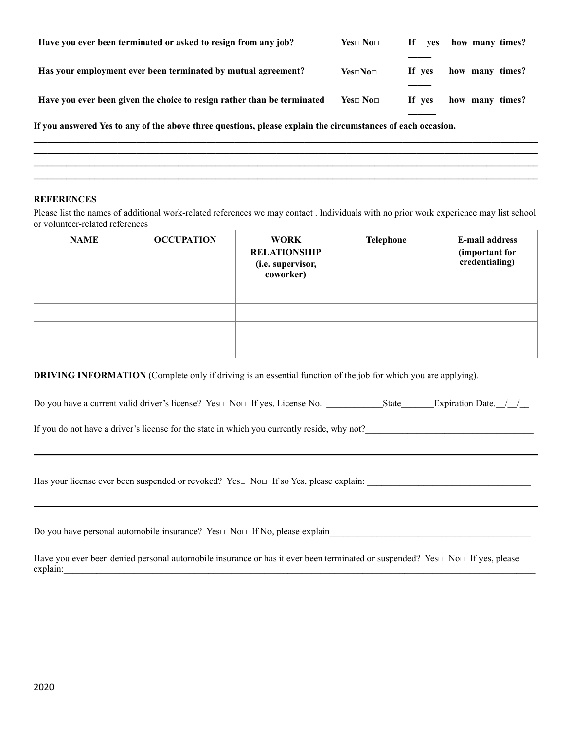**Have you ever been terminated or asked to resign from any job?** **Yes□ No□** **If yes how many times? _____**

**Has your employment ever been terminated by mutual agreement?** **Yes□No□** **If yes how many times? _____**

**Have you ever been given the choice to resign rather than be terminated** **Yes□ No□** **If yes how many times? ______**

**If you answered Yes to any of the above three questions, please explain the circumstances of each occasion.**

______________________________________________________________________________________________

______________________________________________________________________________________________

______________________________________________________________________________________________

______________________________________________________________________________________________

**REFERENCES**

Please list the names of additional work-related references we may contact . Individuals with no prior work experience may list school or volunteer-related references

| NAME | OCCUPATION | WORK RELATIONSHIP (i.e. supervisor, coworker) | Telephone | E-mail address (important for credentialing) |
|---|---|---|---|---|
| | | | | |
| | | | | |
| | | | | |
| | | | | |

**DRIVING INFORMATION** (Complete only if driving is an essential function of the job for which you are applying).

Do you have a current valid driver's license? Yes□ No□ If yes, License No. ____________State_______Expiration Date.__/__/__

If you do not have a driver's license for the state in which you currently reside, why not?___________________________________

______________________________________________________________________________________________

Has your license ever been suspended or revoked? Yes□ No□ If so Yes, please explain: ___________________________________

______________________________________________________________________________________________

Do you have personal automobile insurance? Yes□ No□ If No, please explain_____________________________________________

Have you ever been denied personal automobile insurance or has it ever been terminated or suspended? Yes□ No□ If yes, please explain:__________________________________________________________________________________________

2020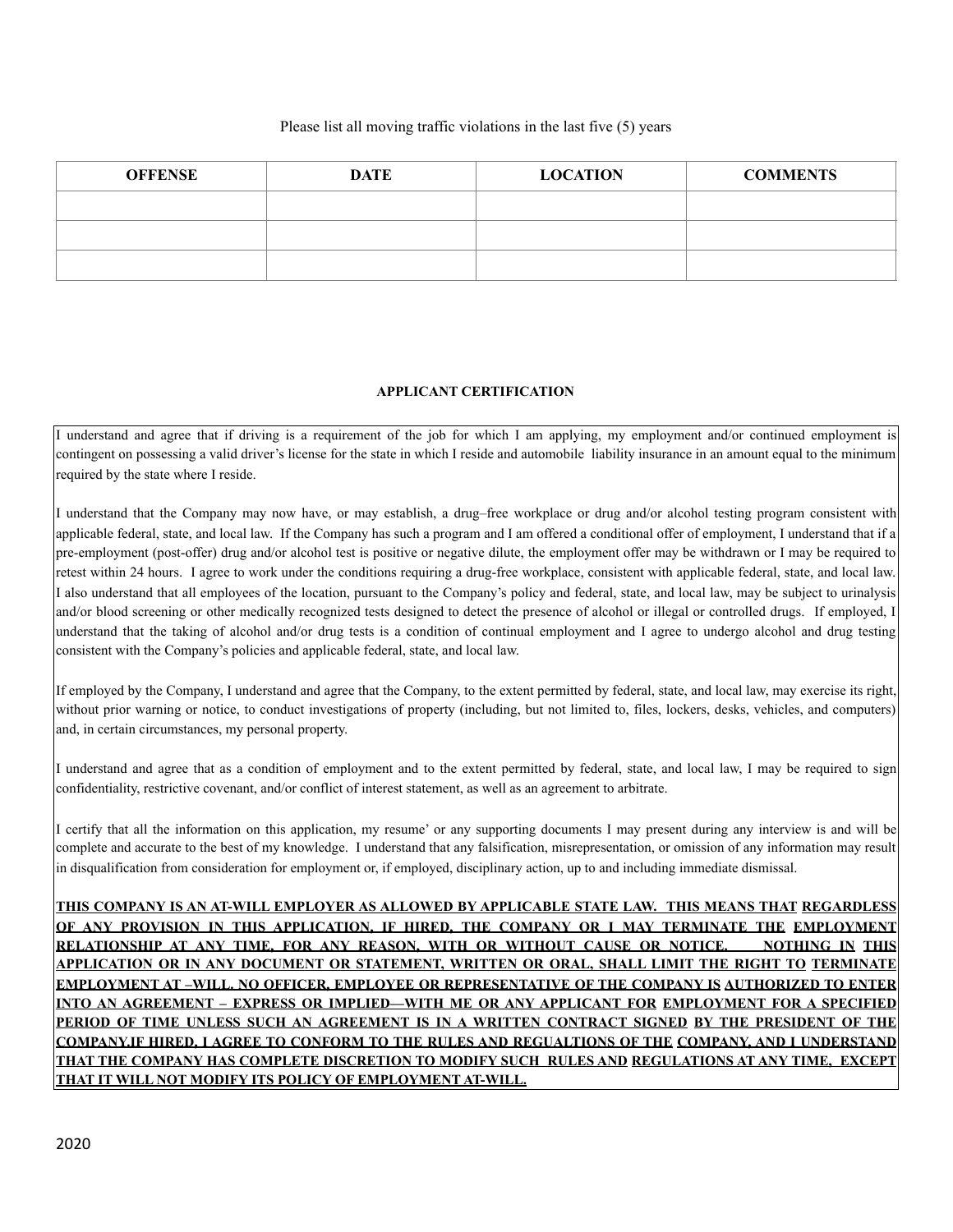Please list all moving traffic violations in the last five (5) years

| OFFENSE | DATE | LOCATION | COMMENTS |
|---|---|---|---|
| | | | |
| | | | |
| | | | |

**APPLICANT CERTIFICATION**

I understand and agree that if driving is a requirement of the job for which I am applying, my employment and/or continued employment is contingent on possessing a valid driver's license for the state in which I reside and automobile liability insurance in an amount equal to the minimum required by the state where I reside.

I understand that the Company may now have, or may establish, a drug–free workplace or drug and/or alcohol testing program consistent with applicable federal, state, and local law. If the Company has such a program and I am offered a conditional offer of employment, I understand that if a pre-employment (post-offer) drug and/or alcohol test is positive or negative dilute, the employment offer may be withdrawn or I may be required to retest within 24 hours. I agree to work under the conditions requiring a drug-free workplace, consistent with applicable federal, state, and local law. I also understand that all employees of the location, pursuant to the Company's policy and federal, state, and local law, may be subject to urinalysis and/or blood screening or other medically recognized tests designed to detect the presence of alcohol or illegal or controlled drugs. If employed, I understand that the taking of alcohol and/or drug tests is a condition of continual employment and I agree to undergo alcohol and drug testing consistent with the Company's policies and applicable federal, state, and local law.

If employed by the Company, I understand and agree that the Company, to the extent permitted by federal, state, and local law, may exercise its right, without prior warning or notice, to conduct investigations of property (including, but not limited to, files, lockers, desks, vehicles, and computers) and, in certain circumstances, my personal property.

I understand and agree that as a condition of employment and to the extent permitted by federal, state, and local law, I may be required to sign confidentiality, restrictive covenant, and/or conflict of interest statement, as well as an agreement to arbitrate.

I certify that all the information on this application, my resume' or any supporting documents I may present during any interview is and will be complete and accurate to the best of my knowledge. I understand that any falsification, misrepresentation, or omission of any information may result in disqualification from consideration for employment or, if employed, disciplinary action, up to and including immediate dismissal.

**THIS COMPANY IS AN AT-WILL EMPLOYER AS ALLOWED BY APPLICABLE STATE LAW. THIS MEANS THAT REGARDLESS OF ANY PROVISION IN THIS APPLICATION, IF HIRED, THE COMPANY OR I MAY TERMINATE THE EMPLOYMENT RELATIONSHIP AT ANY TIME, FOR ANY REASON, WITH OR WITHOUT CAUSE OR NOTICE. NOTHING IN THIS APPLICATION OR IN ANY DOCUMENT OR STATEMENT, WRITTEN OR ORAL, SHALL LIMIT THE RIGHT TO TERMINATE EMPLOYMENT AT –WILL. NO OFFICER, EMPLOYEE OR REPRESENTATIVE OF THE COMPANY IS AUTHORIZED TO ENTER INTO AN AGREEMENT – EXPRESS OR IMPLIED—WITH ME OR ANY APPLICANT FOR EMPLOYMENT FOR A SPECIFIED PERIOD OF TIME UNLESS SUCH AN AGREEMENT IS IN A WRITTEN CONTRACT SIGNED BY THE PRESIDENT OF THE COMPANY.IF HIRED, I AGREE TO CONFORM TO THE RULES AND REGUALTIONS OF THE COMPANY, AND I UNDERSTAND THAT THE COMPANY HAS COMPLETE DISCRETION TO MODIFY SUCH RULES AND REGULATIONS AT ANY TIME, EXCEPT THAT IT WILL NOT MODIFY ITS POLICY OF EMPLOYMENT AT-WILL.**

2020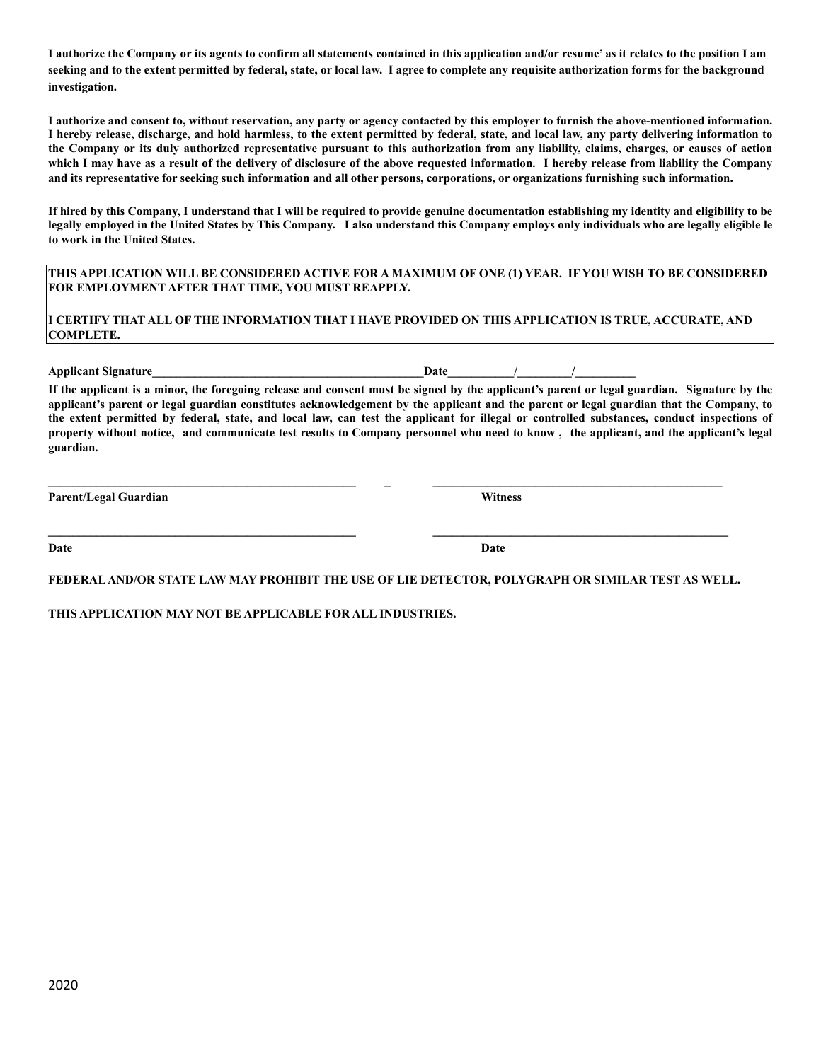**I authorize the Company or its agents to confirm all statements contained in this application and/or resume' as it relates to the position I am seeking and to the extent permitted by federal, state, or local law. I agree to complete any requisite authorization forms for the background investigation.**

**I authorize and consent to, without reservation, any party or agency contacted by this employer to furnish the above-mentioned information. I hereby release, discharge, and hold harmless, to the extent permitted by federal, state, and local law, any party delivering information to the Company or its duly authorized representative pursuant to this authorization from any liability, claims, charges, or causes of action which I may have as a result of the delivery of disclosure of the above requested information. I hereby release from liability the Company and its representative for seeking such information and all other persons, corporations, or organizations furnishing such information.**

**If hired by this Company, I understand that I will be required to provide genuine documentation establishing my identity and eligibility to be legally employed in the United States by This Company. I also understand this Company employs only individuals who are legally eligible le to work in the United States.**

**THIS APPLICATION WILL BE CONSIDERED ACTIVE FOR A MAXIMUM OF ONE (1) YEAR. IF YOU WISH TO BE CONSIDERED FOR EMPLOYMENT AFTER THAT TIME, YOU MUST REAPPLY.**

**I CERTIFY THAT ALL OF THE INFORMATION THAT I HAVE PROVIDED ON THIS APPLICATION IS TRUE, ACCURATE, AND COMPLETE.**

**Applicant Signature**_______________________________________________**Date**___________/_________/__________

**If the applicant is a minor, the foregoing release and consent must be signed by the applicant's parent or legal guardian. Signature by the applicant's parent or legal guardian constitutes acknowledgement by the applicant and the parent or legal guardian that the Company, to the extent permitted by federal, state, and local law, can test the applicant for illegal or controlled substances, conduct inspections of property without notice, and communicate test results to Company personnel who need to know , the applicant, and the applicant's legal guardian.**

_____________________________________________________ _ ___________________________________________________

**Parent/Legal Guardian** **Witness**

_____________________________________________________ ____________________________________________________

**Date** **Date**

**FEDERAL AND/OR STATE LAW MAY PROHIBIT THE USE OF LIE DETECTOR, POLYGRAPH OR SIMILAR TEST AS WELL.**

**THIS APPLICATION MAY NOT BE APPLICABLE FOR ALL INDUSTRIES.**

2020